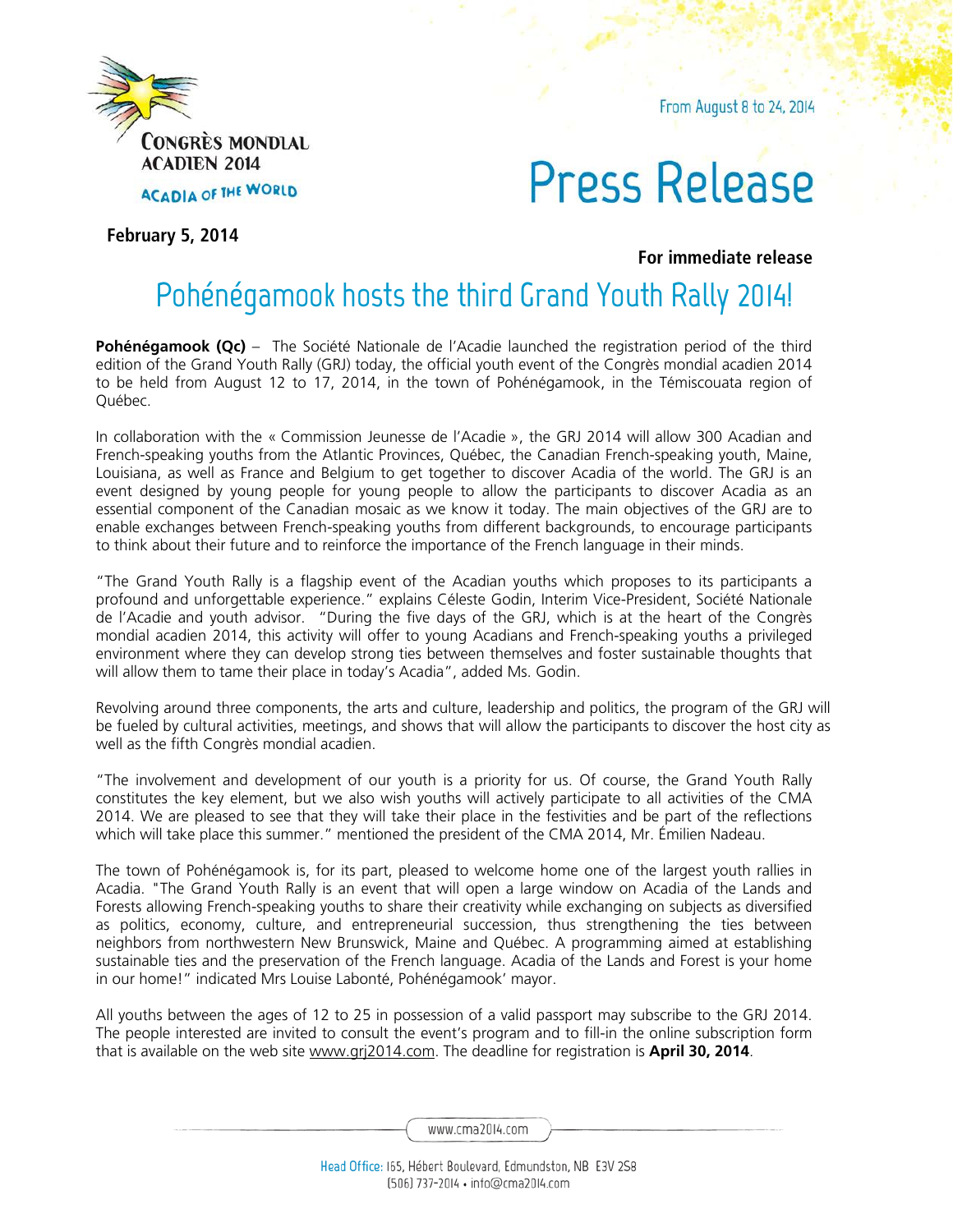Congrès mondial acadien 2014

Acadia of the World

From August 8 to 24, 2014

# Press Release

**February 5, 2014**

**For immediate release**

## Pohénégamook hosts the third Grand Youth Rally 2014!

**Pohénégamook (Qc)** – The Société Nationale de l'Acadie launched the registration period of the third edition of the Grand Youth Rally (GRJ) today, the official youth event of the Congrès mondial acadien 2014 to be held from August 12 to 17, 2014, in the town of Pohénégamook, in the Témiscouata region of Québec.

In collaboration with the « Commission Jeunesse de l'Acadie », the GRJ 2014 will allow 300 Acadian and French-speaking youths from the Atlantic Provinces, Québec, the Canadian French-speaking youth, Maine, Louisiana, as well as France and Belgium to get together to discover Acadia of the world. The GRJ is an event designed by young people for young people to allow the participants to discover Acadia as an essential component of the Canadian mosaic as we know it today. The main objectives of the GRJ are to enable exchanges between French-speaking youths from different backgrounds, to encourage participants to think about their future and to reinforce the importance of the French language in their minds.

"The Grand Youth Rally is a flagship event of the Acadian youths which proposes to its participants a profound and unforgettable experience." explains Céleste Godin, Interim Vice-President, Société Nationale de l'Acadie and youth advisor. "During the five days of the GRJ, which is at the heart of the Congrès mondial acadien 2014, this activity will offer to young Acadians and French-speaking youths a privileged environment where they can develop strong ties between themselves and foster sustainable thoughts that will allow them to tame their place in today's Acadia", added Ms. Godin.

Revolving around three components, the arts and culture, leadership and politics, the program of the GRJ will be fueled by cultural activities, meetings, and shows that will allow the participants to discover the host city as well as the fifth Congrès mondial acadien.

"The involvement and development of our youth is a priority for us. Of course, the Grand Youth Rally constitutes the key element, but we also wish youths will actively participate to all activities of the CMA 2014. We are pleased to see that they will take their place in the festivities and be part of the reflections which will take place this summer." mentioned the president of the CMA 2014, Mr. Émilien Nadeau.

The town of Pohénégamook is, for its part, pleased to welcome home one of the largest youth rallies in Acadia. "The Grand Youth Rally is an event that will open a large window on Acadia of the Lands and Forests allowing French-speaking youths to share their creativity while exchanging on subjects as diversified as politics, economy, culture, and entrepreneurial succession, thus strengthening the ties between neighbors from northwestern New Brunswick, Maine and Québec. A programming aimed at establishing sustainable ties and the preservation of the French language. Acadia of the Lands and Forest is your home in our home!" indicated Mrs Louise Labonté, Pohénégamook' mayor.

All youths between the ages of 12 to 25 in possession of a valid passport may subscribe to the GRJ 2014. The people interested are invited to consult the event's program and to fill-in the online subscription form that is available on the web site www.grj2014.com. The deadline for registration is **April 30, 2014**.

www.cma2014.com

Head Office: 165, Hébert Boulevard, Edmundston, NB E3V 2S8
(506) 737-2014 • info@cma2014.com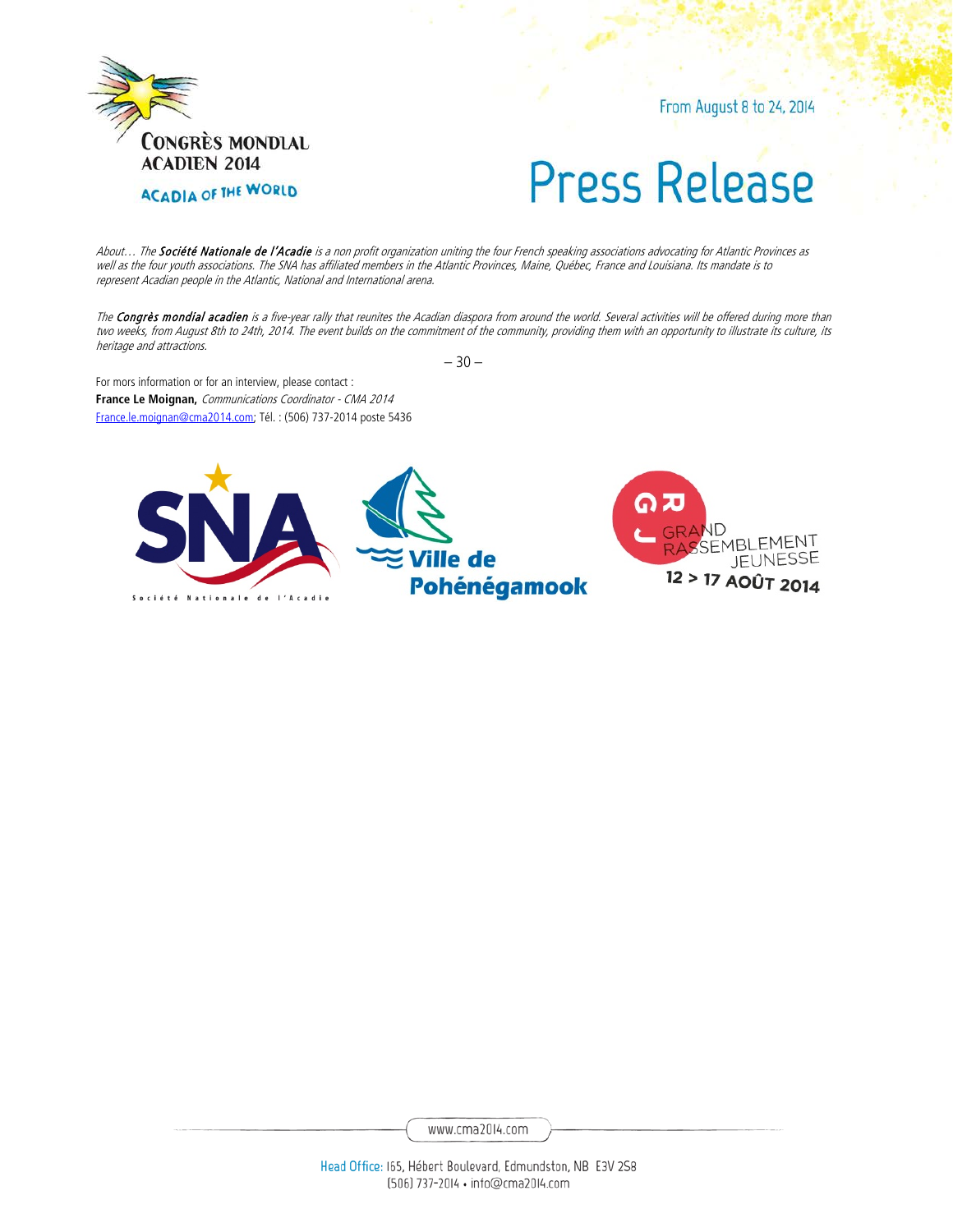From August 8 to 24, 2014

# Press Release

*About… The* ***Société Nationale de l'Acadie*** *is a non profit organization uniting the four French speaking associations advocating for Atlantic Provinces as well as the four youth associations. The SNA has affiliated members in the Atlantic Provinces, Maine, Québec, France and Louisiana. Its mandate is to represent Acadian people in the Atlantic, National and International arena.*

*The* ***Congrès mondial acadien*** *is a five-year rally that reunites the Acadian diaspora from around the world. Several activities will be offered during more than two weeks, from August 8th to 24th, 2014. The event builds on the commitment of the community, providing them with an opportunity to illustrate its culture, its heritage and attractions.*

– 30 –

For mors information or for an interview, please contact :
**France Le Moignan,** *Communications Coordinator - CMA 2014*
France.le.moignan@cma2014.com; Tél. : (506) 737-2014 poste 5436

SNA
Société Nationale de l'Acadie

Ville de Pohénégamook

GRJ
GRAND RASSEMBLEMENT JEUNESSE
12 > 17 AOÛT 2014

www.cma2014.com

Head Office: 165, Hébert Boulevard, Edmundston, NB E3V 2S8
(506) 737-2014 • info@cma2014.com